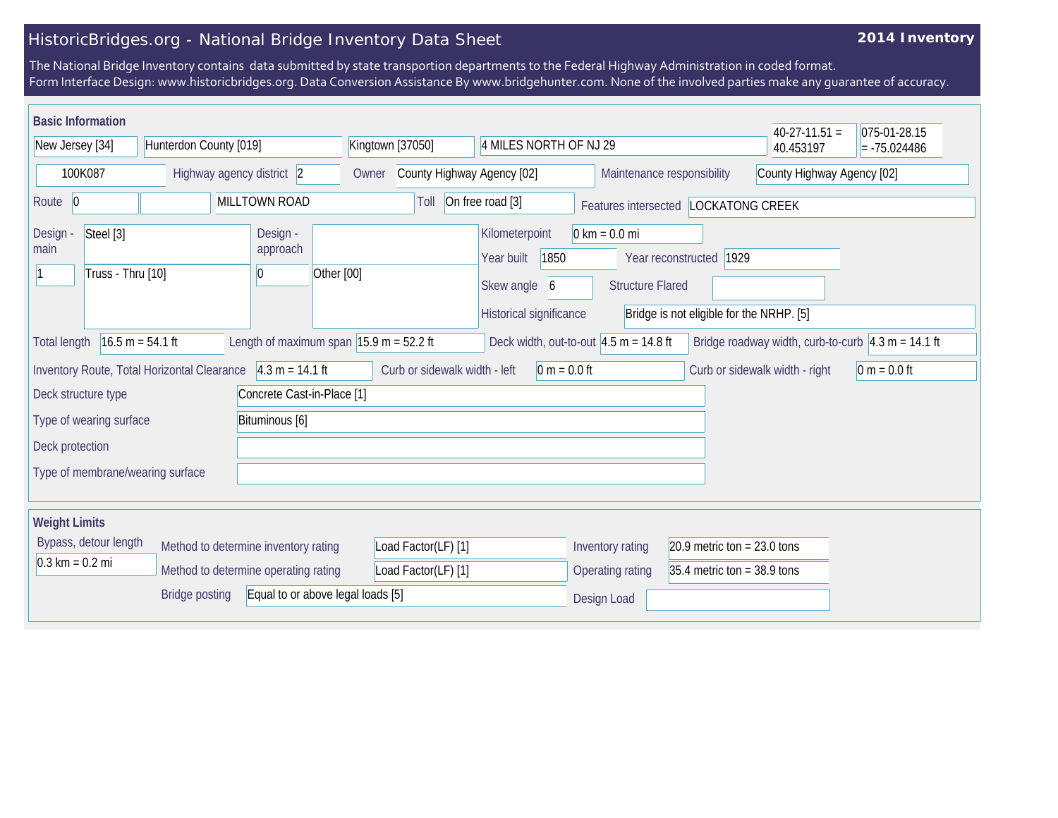# HistoricBridges.org - National Bridge Inventory Data Sheet

**2014 Inventory**

The National Bridge Inventory contains data submitted by state transportion departments to the Federal Highway Administration in coded format.
Form Interface Design: www.historicbridges.org. Data Conversion Assistance By www.bridgehunter.com. None of the involved parties make any guarantee of accuracy.

## Basic Information

| | |
|---|---|
| State | New Jersey [34] |
| County | Hunterdon County [019] |
| Place | Kingtown [37050] |
| Location | 4 MILES NORTH OF NJ 29 |
| Latitude | 40-27-11.51 = 40.453197 |
| Longitude | 075-01-28.15 = -75.024486 |
| Structure number | 100K087 |
| Highway agency district | 2 |
| Owner | County Highway Agency [02] |
| Maintenance responsibility | County Highway Agency [02] |
| Route | 0 |
| Facility carried | MILLTOWN ROAD |
| Toll | On free road [3] |
| Features intersected | LOCKATONG CREEK |
| Design - main | Steel [3] |
| Number of main spans | 1 |
| Main span type | Truss - Thru [10] |
| Design - approach | |
| Number of approach spans | 0 |
| Approach span type | Other [00] |
| Kilometerpoint | 0 km = 0.0 mi |
| Year built | 1850 |
| Year reconstructed | 1929 |
| Skew angle | 6 |
| Structure Flared | |
| Historical significance | Bridge is not eligible for the NRHP. [5] |
| Total length | 16.5 m = 54.1 ft |
| Length of maximum span | 15.9 m = 52.2 ft |
| Deck width, out-to-out | 4.5 m = 14.8 ft |
| Bridge roadway width, curb-to-curb | 4.3 m = 14.1 ft |
| Inventory Route, Total Horizontal Clearance | 4.3 m = 14.1 ft |
| Curb or sidewalk width - left | 0 m = 0.0 ft |
| Curb or sidewalk width - right | 0 m = 0.0 ft |
| Deck structure type | Concrete Cast-in-Place [1] |
| Type of wearing surface | Bituminous [6] |
| Deck protection | |
| Type of membrane/wearing surface | |

## Weight Limits

| | |
|---|---|
| Bypass, detour length | 0.3 km = 0.2 mi |
| Method to determine inventory rating | Load Factor(LF) [1] |
| Method to determine operating rating | Load Factor(LF) [1] |
| Bridge posting | Equal to or above legal loads [5] |
| Inventory rating | 20.9 metric ton = 23.0 tons |
| Operating rating | 35.4 metric ton = 38.9 tons |
| Design Load | |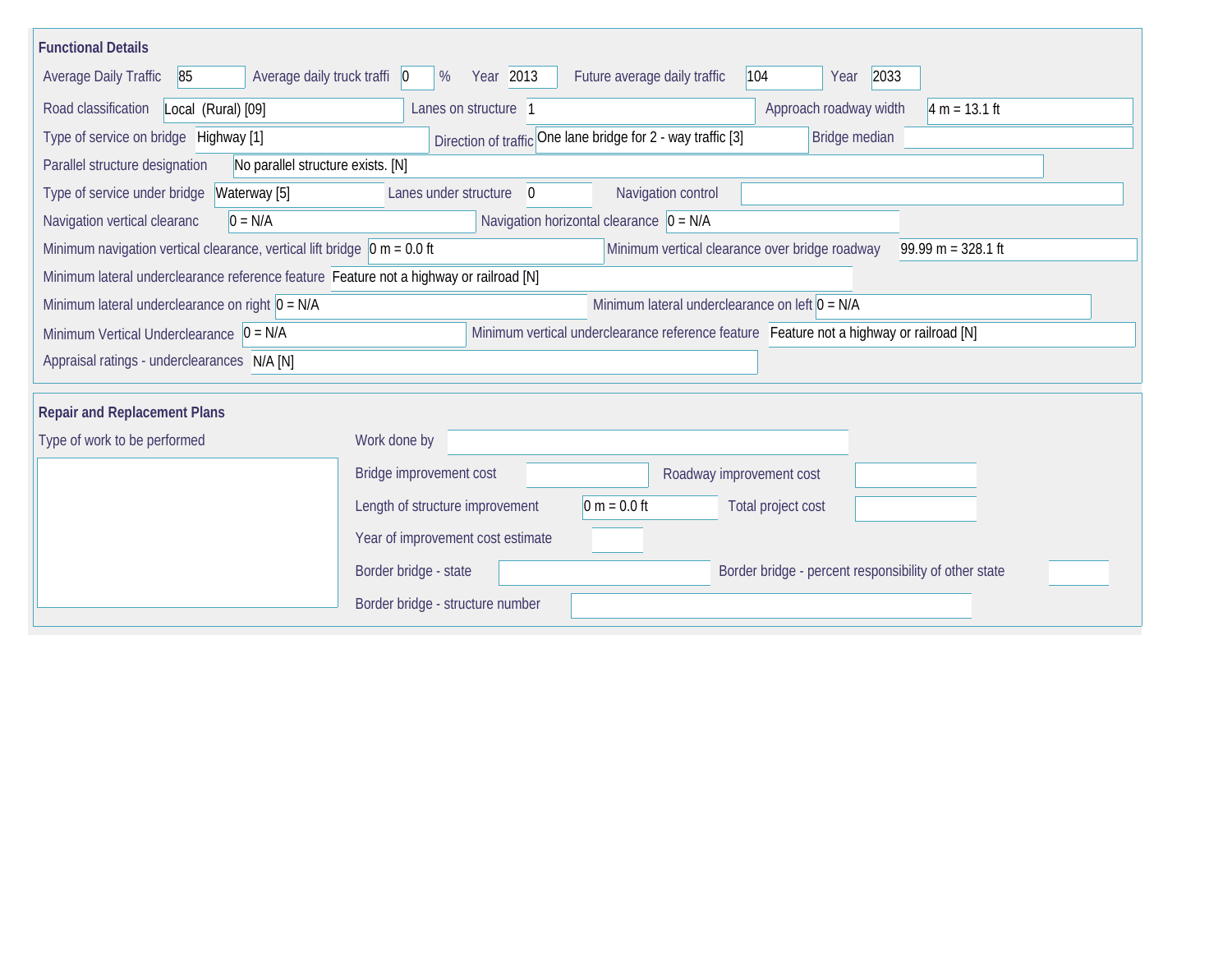## Functional Details

Average Daily Traffic: 85 | Average daily truck traffi: 0 % | Year: 2013 | Future average daily traffic: 104 | Year: 2033

Road classification: Local (Rural) [09] | Lanes on structure: 1 | Approach roadway width: 4 m = 13.1 ft

Type of service on bridge: Highway [1] | Direction of traffic: One lane bridge for 2 - way traffic [3] | Bridge median:

Parallel structure designation: No parallel structure exists. [N]

Type of service under bridge: Waterway [5] | Lanes under structure: 0 | Navigation control:

Navigation vertical clearanc: 0 = N/A | Navigation horizontal clearance: 0 = N/A

Minimum navigation vertical clearance, vertical lift bridge: 0 m = 0.0 ft | Minimum vertical clearance over bridge roadway: 99.99 m = 328.1 ft

Minimum lateral underclearance reference feature: Feature not a highway or railroad [N]

Minimum lateral underclearance on right: 0 = N/A | Minimum lateral underclearance on left: 0 = N/A

Minimum Vertical Underclearance: 0 = N/A | Minimum vertical underclearance reference feature: Feature not a highway or railroad [N]

Appraisal ratings - underclearances: N/A [N]

## Repair and Replacement Plans

Type of work to be performed:

Work done by:

Bridge improvement cost: | Roadway improvement cost:

Length of structure improvement: 0 m = 0.0 ft | Total project cost:

Year of improvement cost estimate:

Border bridge - state: | Border bridge - percent responsibility of other state:

Border bridge - structure number: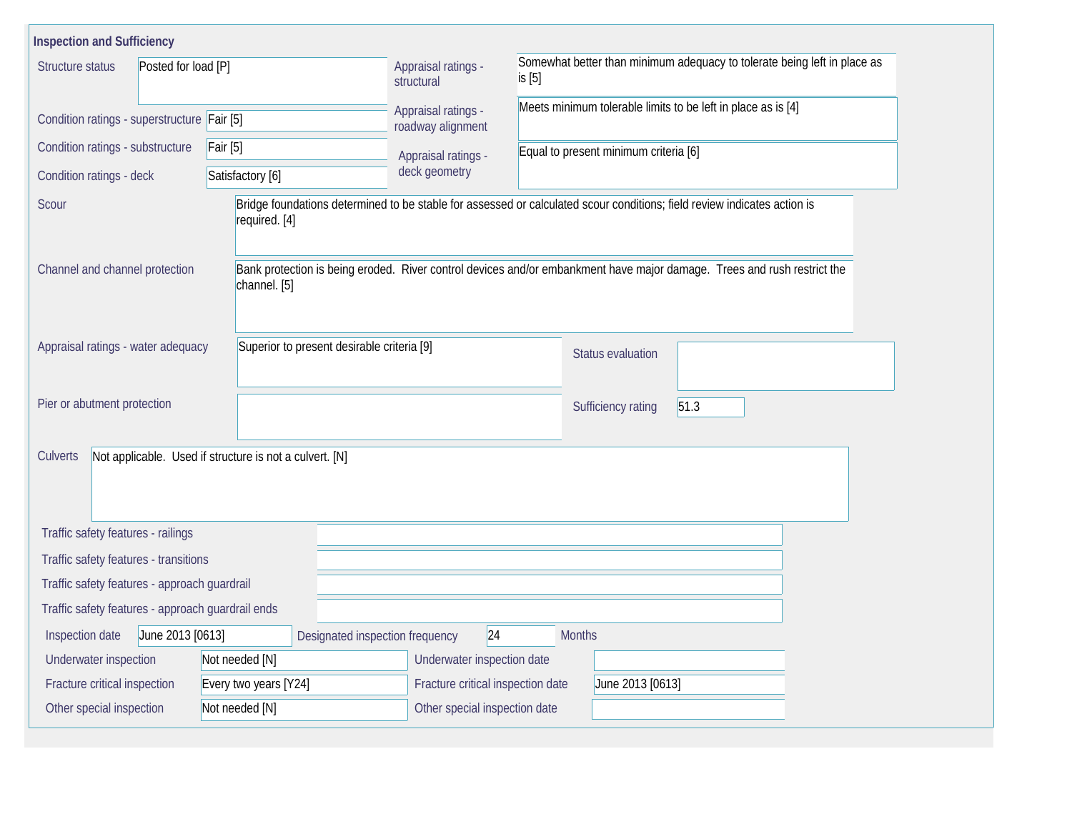## Inspection and Sufficiency

| Field | Value |
| --- | --- |
| Structure status | Posted for load [P] |
| Condition ratings - superstructure | Fair [5] |
| Condition ratings - substructure | Fair [5] |
| Condition ratings - deck | Satisfactory [6] |
| Appraisal ratings - structural | Somewhat better than minimum adequacy to tolerate being left in place as is [5] |
| Appraisal ratings - roadway alignment | Meets minimum tolerable limits to be left in place as is [4] |
| Appraisal ratings - deck geometry | Equal to present minimum criteria [6] |
| Scour | Bridge foundations determined to be stable for assessed or calculated scour conditions; field review indicates action is required. [4] |
| Channel and channel protection | Bank protection is being eroded. River control devices and/or embankment have major damage. Trees and rush restrict the channel. [5] |
| Appraisal ratings - water adequacy | Superior to present desirable criteria [9] |
| Status evaluation | |
| Pier or abutment protection | |
| Sufficiency rating | 51.3 |
| Culverts | Not applicable. Used if structure is not a culvert. [N] |
| Traffic safety features - railings | |
| Traffic safety features - transitions | |
| Traffic safety features - approach guardrail | |
| Traffic safety features - approach guardrail ends | |
| Inspection date | June 2013 [0613] |
| Designated inspection frequency | 24 Months |
| Underwater inspection | Not needed [N] |
| Underwater inspection date | |
| Fracture critical inspection | Every two years [Y24] |
| Fracture critical inspection date | June 2013 [0613] |
| Other special inspection | Not needed [N] |
| Other special inspection date | |